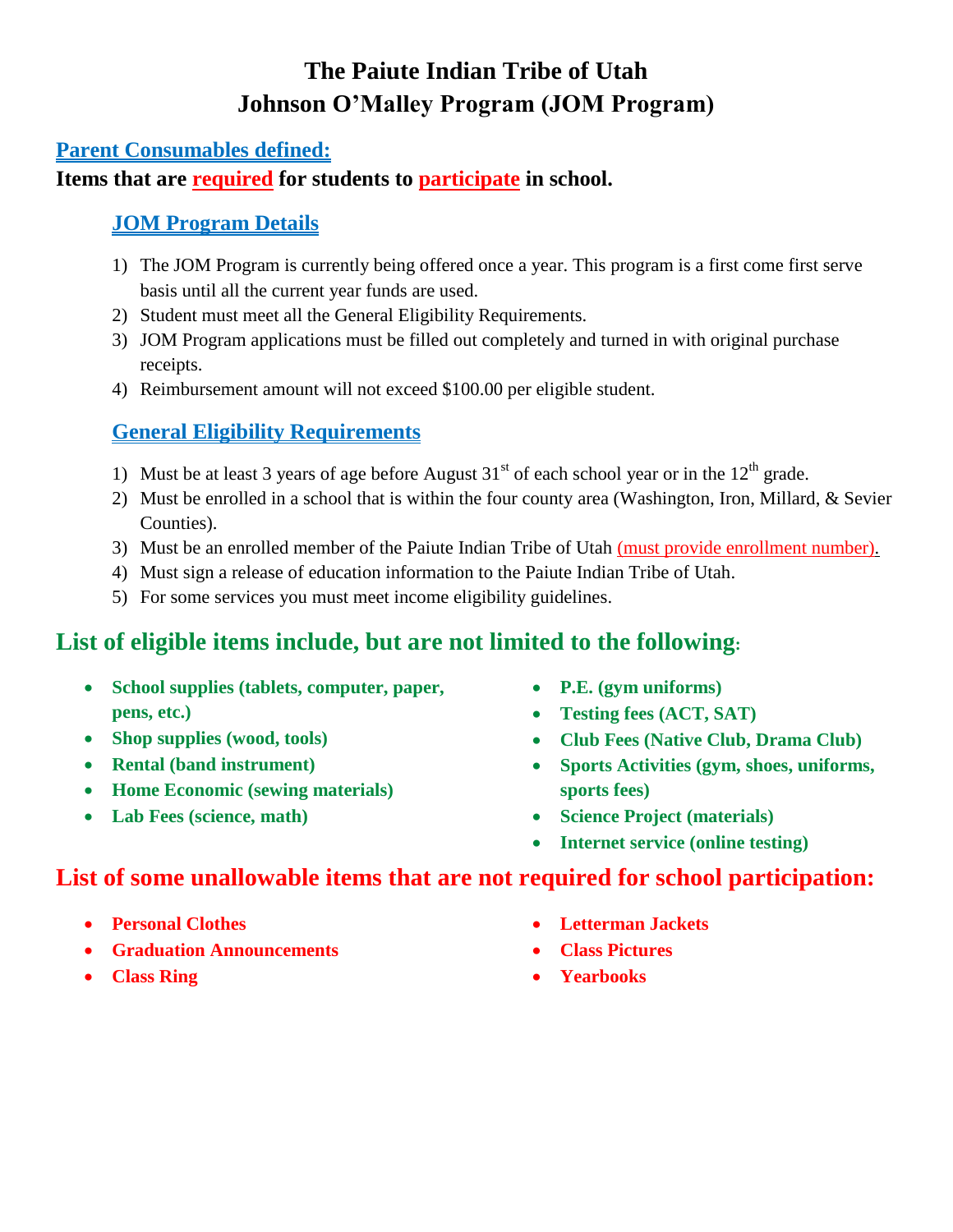# The Paiute Indian Tribe of Utah
# Johnson O'Malley Program (JOM Program)

## Parent Consumables defined:

**Items that are required for students to participate in school.**

### JOM Program Details

1) The JOM Program is currently being offered once a year. This program is a first come first serve basis until all the current year funds are used.
2) Student must meet all the General Eligibility Requirements.
3) JOM Program applications must be filled out completely and turned in with original purchase receipts.
4) Reimbursement amount will not exceed $100.00 per eligible student.

### General Eligibility Requirements

1) Must be at least 3 years of age before August 31st of each school year or in the 12th grade.
2) Must be enrolled in a school that is within the four county area (Washington, Iron, Millard, & Sevier Counties).
3) Must be an enrolled member of the Paiute Indian Tribe of Utah (must provide enrollment number).
4) Must sign a release of education information to the Paiute Indian Tribe of Utah.
5) For some services you must meet income eligibility guidelines.

## List of eligible items include, but are not limited to the following:

- **School supplies (tablets, computer, paper, pens, etc.)**
- **Shop supplies (wood, tools)**
- **Rental (band instrument)**
- **Home Economic (sewing materials)**
- **Lab Fees (science, math)**
- **P.E. (gym uniforms)**
- **Testing fees (ACT, SAT)**
- **Club Fees (Native Club, Drama Club)**
- **Sports Activities (gym, shoes, uniforms, sports fees)**
- **Science Project (materials)**
- **Internet service (online testing)**

## List of some unallowable items that are not required for school participation:

- **Personal Clothes**
- **Graduation Announcements**
- **Class Ring**
- **Letterman Jackets**
- **Class Pictures**
- **Yearbooks**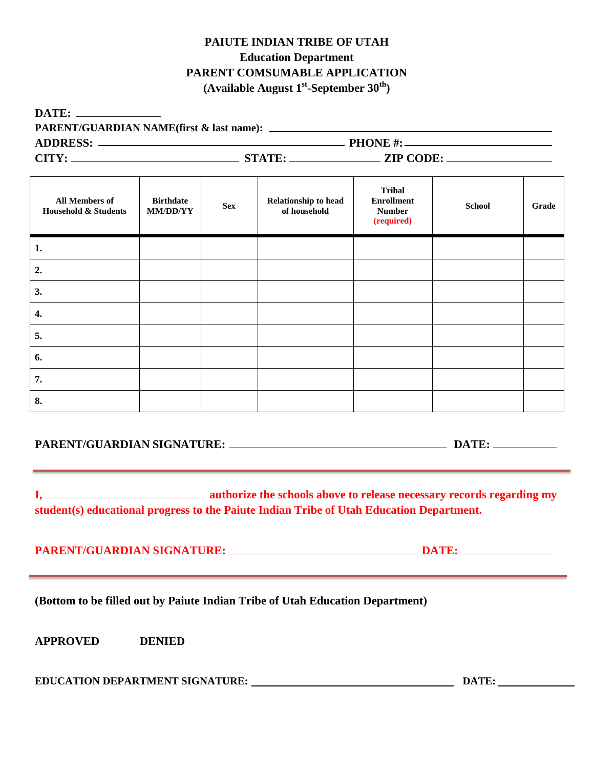**PAIUTE INDIAN TRIBE OF UTAH**
**Education Department**
**PARENT COMSUMABLE APPLICATION**
**(Available August 1st-September 30th)**

**DATE:** ______________

**PARENT/GUARDIAN NAME(first & last name):** ______________________________

**ADDRESS:** ______________________________ **PHONE #:** ______________________

**CITY:** ______________________ **STATE:** ______________ **ZIP CODE:** ______________

| All Members of Household & Students | Birthdate MM/DD/YY | Sex | Relationship to head of household | Tribal Enrollment Number (required) | School | Grade |
|---|---|---|---|---|---|---|
| 1. | | | | | | |
| 2. | | | | | | |
| 3. | | | | | | |
| 4. | | | | | | |
| 5. | | | | | | |
| 6. | | | | | | |
| 7. | | | | | | |
| 8. | | | | | | |

**PARENT/GUARDIAN SIGNATURE:** ______________________________ **DATE:** ____________

---

**I,** ______________________ **authorize the schools above to release necessary records regarding my student(s) educational progress to the Paiute Indian Tribe of Utah Education Department.**

**PARENT/GUARDIAN SIGNATURE:** ______________________________ **DATE:** ______________

---

**(Bottom to be filled out by Paiute Indian Tribe of Utah Education Department)**

**APPROVED** **DENIED**

**EDUCATION DEPARTMENT SIGNATURE:** ______________________________ **DATE:** ____________